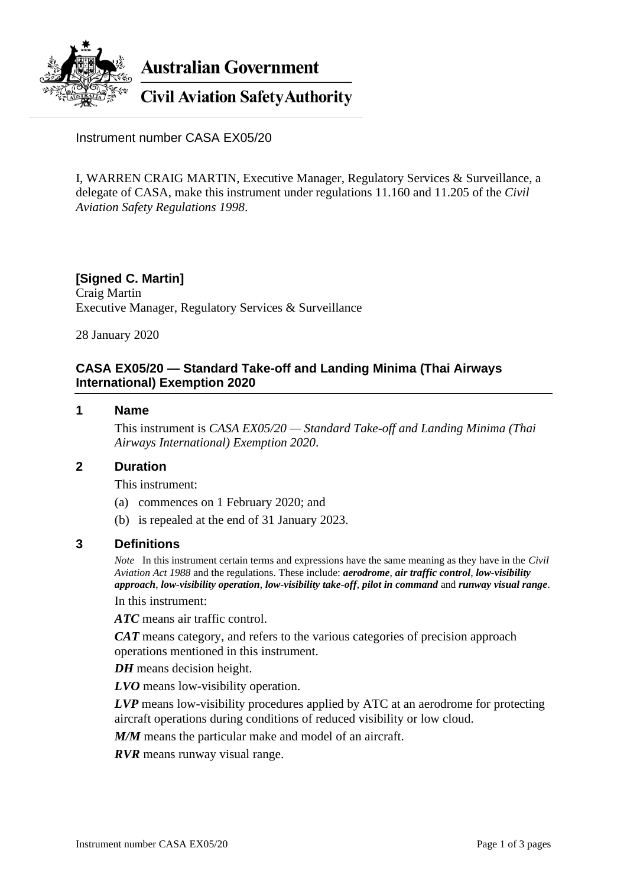**Australian Government**

**Civil Aviation Safety Authority**

Instrument number CASA EX05/20

I, WARREN CRAIG MARTIN, Executive Manager, Regulatory Services & Surveillance, a delegate of CASA, make this instrument under regulations 11.160 and 11.205 of the *Civil Aviation Safety Regulations 1998*.

**[Signed C. Martin]**
Craig Martin
Executive Manager, Regulatory Services & Surveillance

28 January 2020

## CASA EX05/20 — Standard Take-off and Landing Minima (Thai Airways International) Exemption 2020

### 1 Name

This instrument is *CASA EX05/20 — Standard Take-off and Landing Minima (Thai Airways International) Exemption 2020*.

### 2 Duration

This instrument:

(a) commences on 1 February 2020; and

(b) is repealed at the end of 31 January 2023.

### 3 Definitions

*Note* In this instrument certain terms and expressions have the same meaning as they have in the *Civil Aviation Act 1988* and the regulations. These include: ***aerodrome***, ***air traffic control***, ***low-visibility approach***, ***low-visibility operation***, ***low-visibility take-off***, ***pilot in command*** and ***runway visual range***.

In this instrument:

***ATC*** means air traffic control.

***CAT*** means category, and refers to the various categories of precision approach operations mentioned in this instrument.

***DH*** means decision height.

***LVO*** means low-visibility operation.

***LVP*** means low-visibility procedures applied by ATC at an aerodrome for protecting aircraft operations during conditions of reduced visibility or low cloud.

***M/M*** means the particular make and model of an aircraft.

***RVR*** means runway visual range.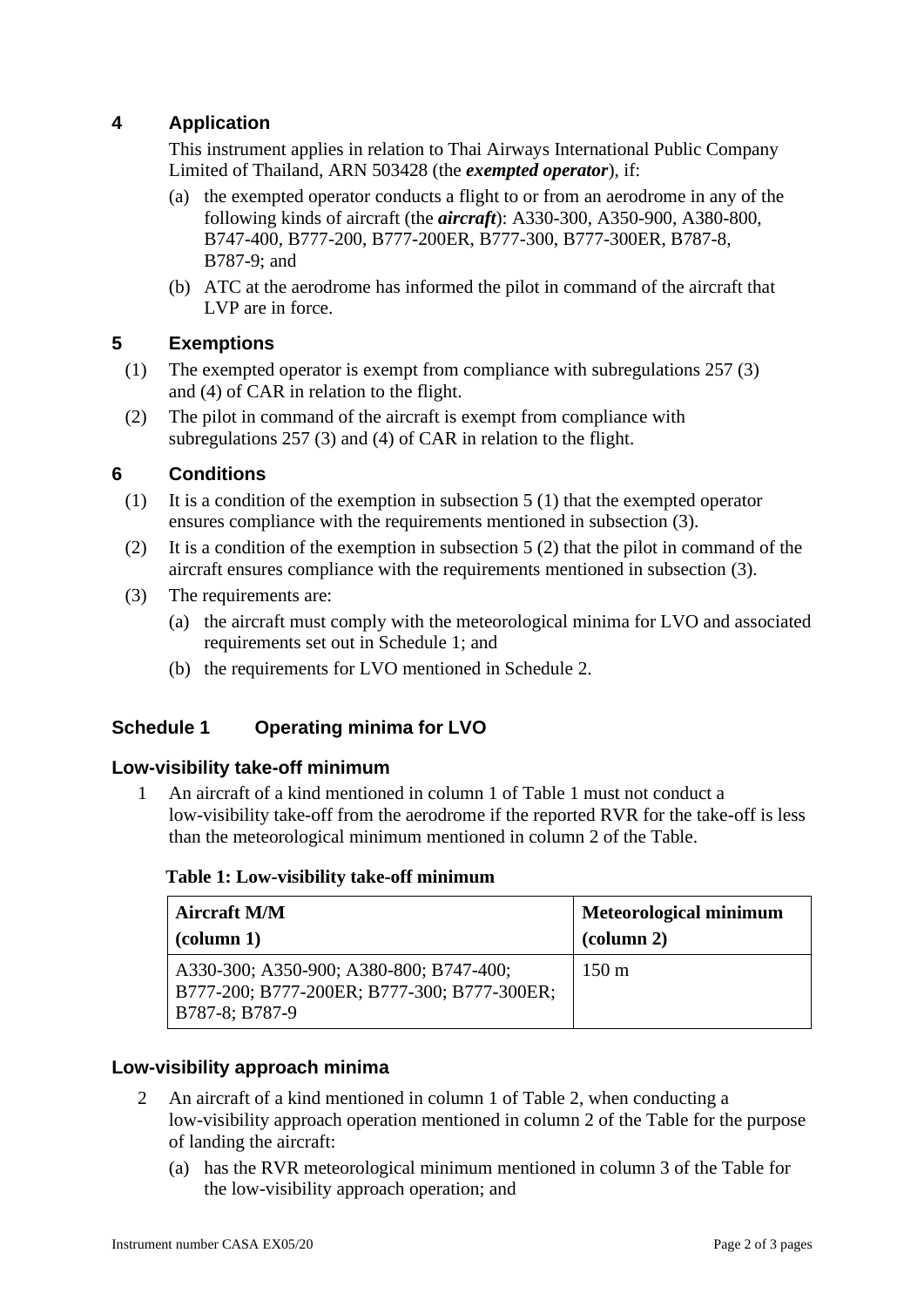## 4 Application

This instrument applies in relation to Thai Airways International Public Company Limited of Thailand, ARN 503428 (the ***exempted operator***), if:

(a) the exempted operator conducts a flight to or from an aerodrome in any of the following kinds of aircraft (the ***aircraft***): A330-300, A350-900, A380-800, B747-400, B777-200, B777-200ER, B777-300, B777-300ER, B787-8, B787-9; and

(b) ATC at the aerodrome has informed the pilot in command of the aircraft that LVP are in force.

## 5 Exemptions

(1) The exempted operator is exempt from compliance with subregulations 257 (3) and (4) of CAR in relation to the flight.

(2) The pilot in command of the aircraft is exempt from compliance with subregulations 257 (3) and (4) of CAR in relation to the flight.

## 6 Conditions

(1) It is a condition of the exemption in subsection 5 (1) that the exempted operator ensures compliance with the requirements mentioned in subsection (3).

(2) It is a condition of the exemption in subsection 5 (2) that the pilot in command of the aircraft ensures compliance with the requirements mentioned in subsection (3).

(3) The requirements are:

(a) the aircraft must comply with the meteorological minima for LVO and associated requirements set out in Schedule 1; and

(b) the requirements for LVO mentioned in Schedule 2.

## Schedule 1 Operating minima for LVO

### Low-visibility take-off minimum

1 An aircraft of a kind mentioned in column 1 of Table 1 must not conduct a low-visibility take-off from the aerodrome if the reported RVR for the take-off is less than the meteorological minimum mentioned in column 2 of the Table.

**Table 1: Low-visibility take-off minimum**

| Aircraft M/M (column 1) | Meteorological minimum (column 2) |
|---|---|
| A330-300; A350-900; A380-800; B747-400; B777-200; B777-200ER; B777-300; B777-300ER; B787-8; B787-9 | 150 m |

### Low-visibility approach minima

2 An aircraft of a kind mentioned in column 1 of Table 2, when conducting a low-visibility approach operation mentioned in column 2 of the Table for the purpose of landing the aircraft:

(a) has the RVR meteorological minimum mentioned in column 3 of the Table for the low-visibility approach operation; and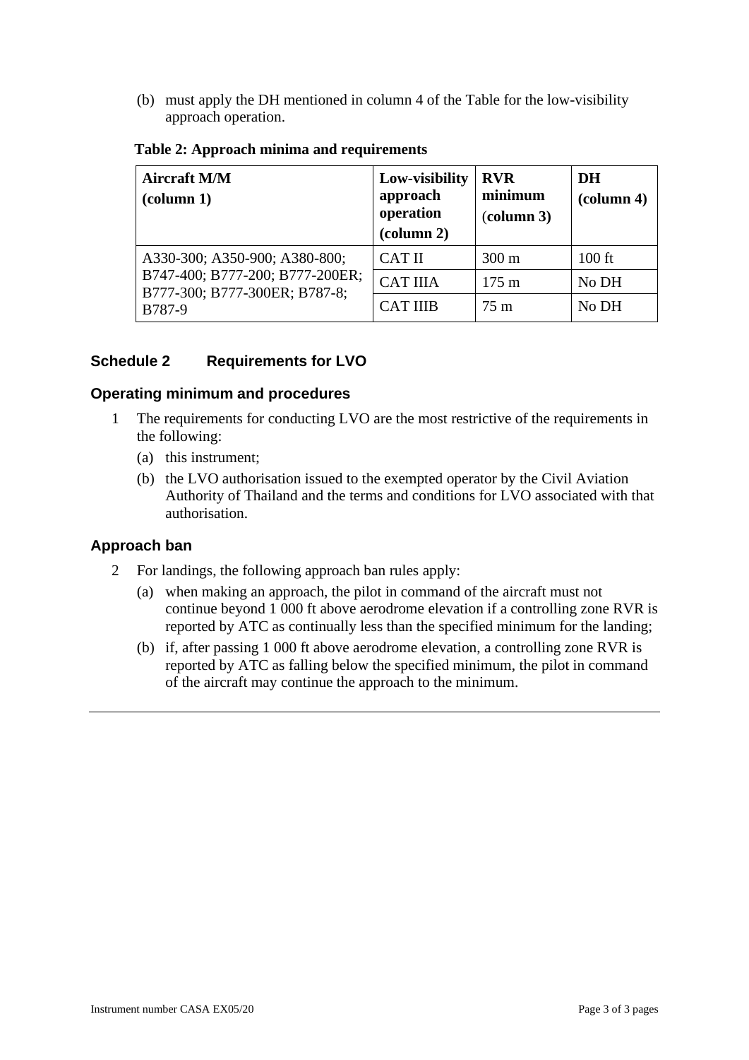(b) must apply the DH mentioned in column 4 of the Table for the low-visibility approach operation.

**Table 2: Approach minima and requirements**

| **Aircraft M/M (column 1)** | **Low-visibility approach operation (column 2)** | **RVR minimum (column 3)** | **DH (column 4)** |
|---|---|---|---|
| A330-300; A350-900; A380-800; B747-400; B777-200; B777-200ER; B777-300; B777-300ER; B787-8; B787-9 | CAT II | 300 m | 100 ft |
| | CAT IIIA | 175 m | No DH |
| | CAT IIIB | 75 m | No DH |

## Schedule 2 Requirements for LVO

### Operating minimum and procedures

1 The requirements for conducting LVO are the most restrictive of the requirements in the following:

(a) this instrument;

(b) the LVO authorisation issued to the exempted operator by the Civil Aviation Authority of Thailand and the terms and conditions for LVO associated with that authorisation.

### Approach ban

2 For landings, the following approach ban rules apply:

(a) when making an approach, the pilot in command of the aircraft must not continue beyond 1 000 ft above aerodrome elevation if a controlling zone RVR is reported by ATC as continually less than the specified minimum for the landing;

(b) if, after passing 1 000 ft above aerodrome elevation, a controlling zone RVR is reported by ATC as falling below the specified minimum, the pilot in command of the aircraft may continue the approach to the minimum.